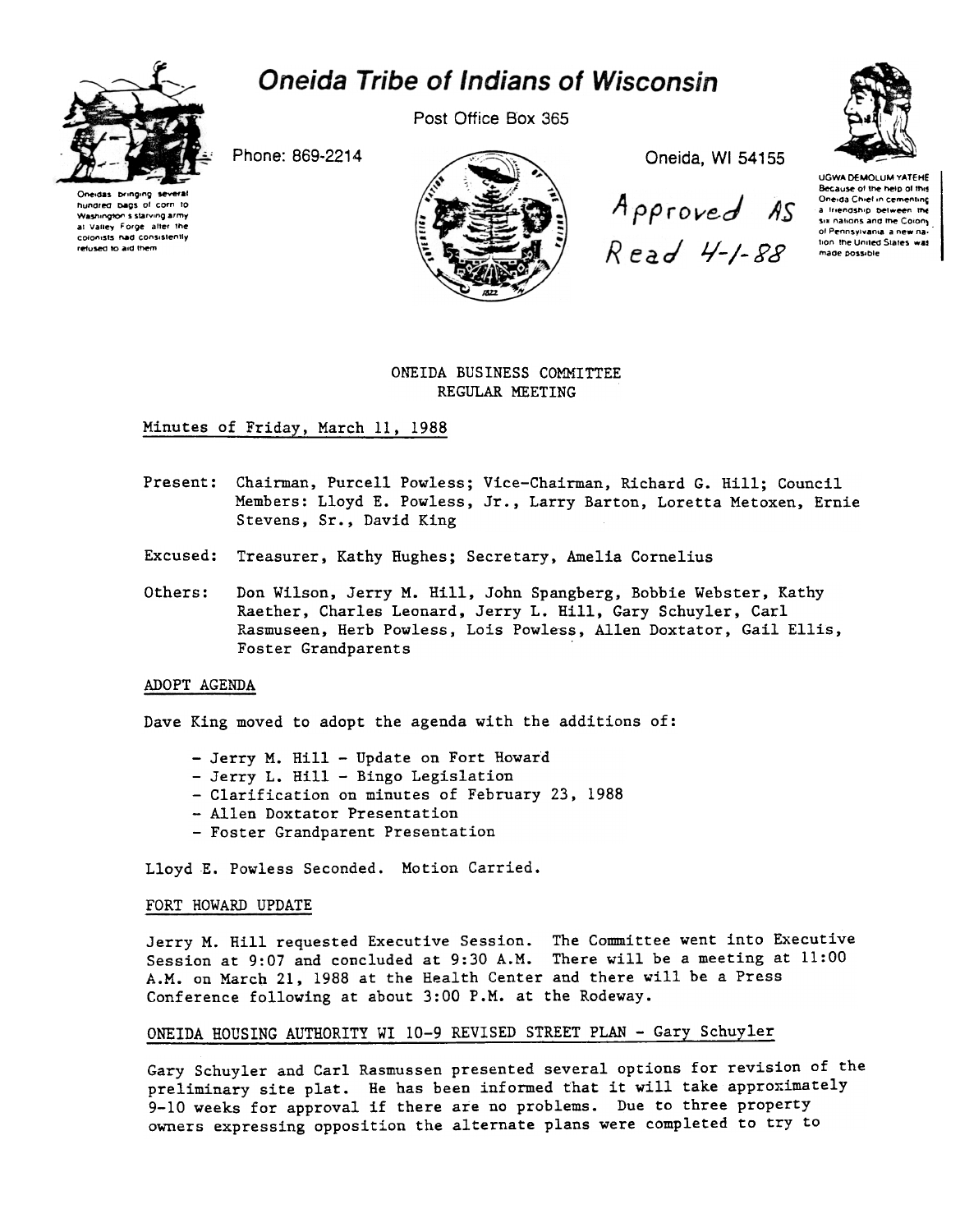# Oneida Tribe of Indians of Wisconsin

Post Office Box 365

Phone: 869-2214

Oneida, WI 54155

Oneidas bringing several hundred bags of corn to Washington's starving army at Valley Forge after the colonists had consistently refused to aid them

UGWA DEMOLUM YATEHE Because of the help of this Oneida Chief in cementing a friendship between the six nations and the Colony of Pennsylvania a new nation the United States was made possible

Approved AS Read 4-1-88

## ONEIDA BUSINESS COMMITTEE
## REGULAR MEETING

Minutes of Friday, March 11, 1988

Present: Chairman, Purcell Powless; Vice-Chairman, Richard G. Hill; Council Members: Lloyd E. Powless, Jr., Larry Barton, Loretta Metoxen, Ernie Stevens, Sr., David King

Excused: Treasurer, Kathy Hughes; Secretary, Amelia Cornelius

Others: Don Wilson, Jerry M. Hill, John Spangberg, Bobbie Webster, Kathy Raether, Charles Leonard, Jerry L. Hill, Gary Schuyler, Carl Rasmuseen, Herb Powless, Lois Powless, Allen Doxtator, Gail Ellis, Foster Grandparents

### ADOPT AGENDA

Dave King moved to adopt the agenda with the additions of:

- Jerry M. Hill - Update on Fort Howard
- Jerry L. Hill - Bingo Legislation
- Clarification on minutes of February 23, 1988
- Allen Doxtator Presentation
- Foster Grandparent Presentation

Lloyd E. Powless Seconded. Motion Carried.

### FORT HOWARD UPDATE

Jerry M. Hill requested Executive Session. The Committee went into Executive Session at 9:07 and concluded at 9:30 A.M. There will be a meeting at 11:00 A.M. on March 21, 1988 at the Health Center and there will be a Press Conference following at about 3:00 P.M. at the Rodeway.

### ONEIDA HOUSING AUTHORITY WI 10-9 REVISED STREET PLAN - Gary Schuyler

Gary Schuyler and Carl Rasmussen presented several options for revision of the preliminary site plat. He has been informed that it will take approximately 9-10 weeks for approval if there are no problems. Due to three property owners expressing opposition the alternate plans were completed to try to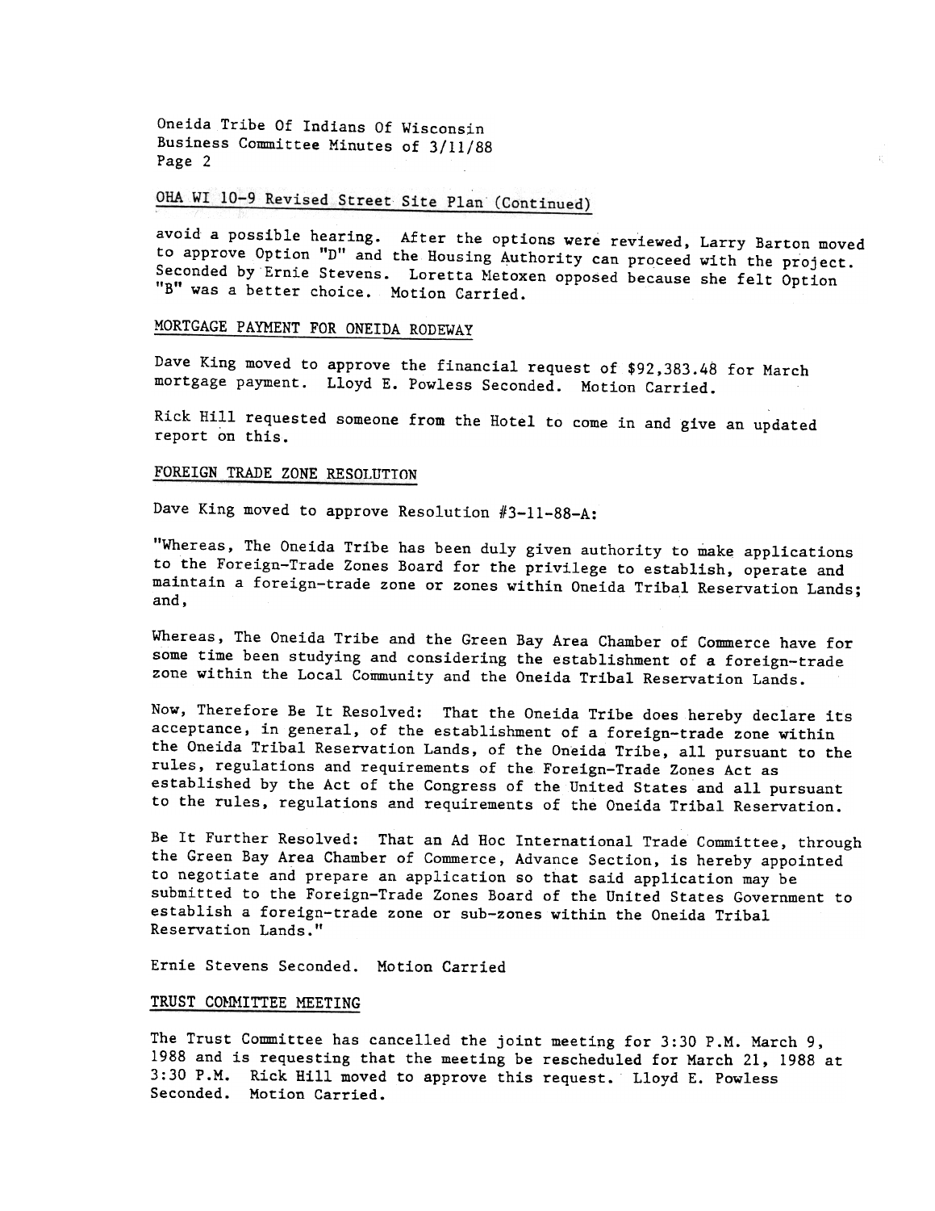## OHA WI 10-9 Revised Street Site Plan (Continued)

avoid a possible hearing. After the options were reviewed, Larry Barton moved to approve Option "D" and the Housing Authority can proceed with the project. Seconded by Ernie Stevens. Loretta Metoxen opposed because she felt Option "B" was a better choice. Motion Carried.

## MORTGAGE PAYMENT FOR ONEIDA RODEWAY

Dave King moved to approve the financial request of $92,383.48 for March mortgage payment. Lloyd E. Powless Seconded. Motion Carried.

Rick Hill requested someone from the Hotel to come in and give an updated report on this.

## FOREIGN TRADE ZONE RESOLUTION

Dave King moved to approve Resolution #3-11-88-A:

"Whereas, The Oneida Tribe has been duly given authority to make applications to the Foreign-Trade Zones Board for the privilege to establish, operate and maintain a foreign-trade zone or zones within Oneida Tribal Reservation Lands; and,

Whereas, The Oneida Tribe and the Green Bay Area Chamber of Commerce have for some time been studying and considering the establishment of a foreign-trade zone within the Local Community and the Oneida Tribal Reservation Lands.

Now, Therefore Be It Resolved: That the Oneida Tribe does hereby declare its acceptance, in general, of the establishment of a foreign-trade zone within the Oneida Tribal Reservation Lands, of the Oneida Tribe, all pursuant to the rules, regulations and requirements of the Foreign-Trade Zones Act as established by the Act of the Congress of the United States and all pursuant to the rules, regulations and requirements of the Oneida Tribal Reservation.

Be It Further Resolved: That an Ad Hoc International Trade Committee, through the Green Bay Area Chamber of Commerce, Advance Section, is hereby appointed to negotiate and prepare an application so that said application may be submitted to the Foreign-Trade Zones Board of the United States Government to establish a foreign-trade zone or sub-zones within the Oneida Tribal Reservation Lands."

Ernie Stevens Seconded. Motion Carried

## TRUST COMMITTEE MEETING

The Trust Committee has cancelled the joint meeting for 3:30 P.M. March 9, 1988 and is requesting that the meeting be rescheduled for March 21, 1988 at 3:30 P.M. Rick Hill moved to approve this request. Lloyd E. Powless Seconded. Motion Carried.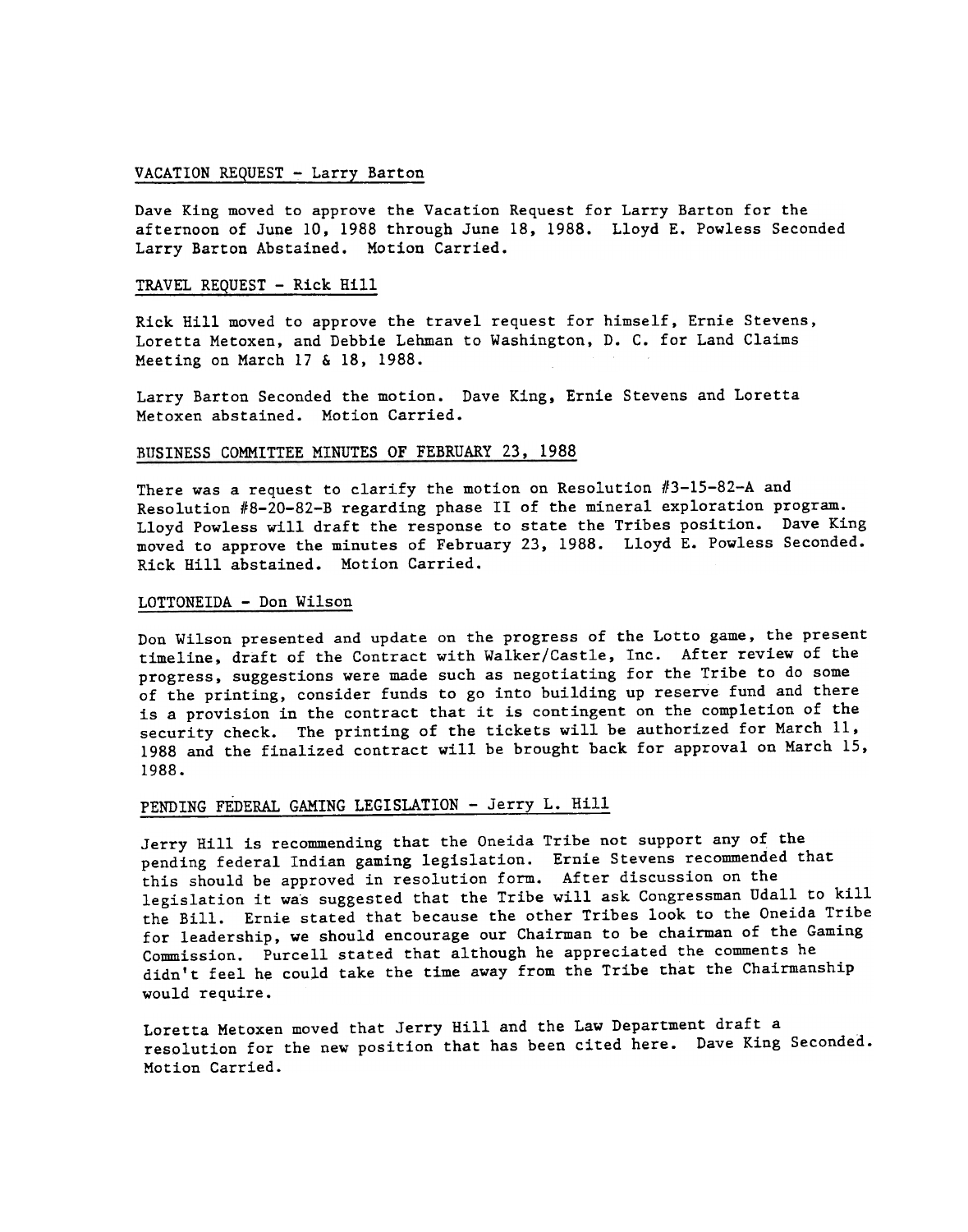## VACATION REQUEST - Larry Barton

Dave King moved to approve the Vacation Request for Larry Barton for the afternoon of June 10, 1988 through June 18, 1988. Lloyd E. Powless Seconded Larry Barton Abstained. Motion Carried.

## TRAVEL REQUEST - Rick Hill

Rick Hill moved to approve the travel request for himself, Ernie Stevens, Loretta Metoxen, and Debbie Lehman to Washington, D. C. for Land Claims Meeting on March 17 & 18, 1988.

Larry Barton Seconded the motion. Dave King, Ernie Stevens and Loretta Metoxen abstained. Motion Carried.

## BUSINESS COMMITTEE MINUTES OF FEBRUARY 23, 1988

There was a request to clarify the motion on Resolution #3-15-82-A and Resolution #8-20-82-B regarding phase II of the mineral exploration program. Lloyd Powless will draft the response to state the Tribes position. Dave King moved to approve the minutes of February 23, 1988. Lloyd E. Powless Seconded. Rick Hill abstained. Motion Carried.

## LOTTONEIDA - Don Wilson

Don Wilson presented and update on the progress of the Lotto game, the present timeline, draft of the Contract with Walker/Castle, Inc. After review of the progress, suggestions were made such as negotiating for the Tribe to do some of the printing, consider funds to go into building up reserve fund and there is a provision in the contract that it is contingent on the completion of the security check. The printing of the tickets will be authorized for March 11, 1988 and the finalized contract will be brought back for approval on March 15, 1988.

## PENDING FEDERAL GAMING LEGISLATION - Jerry L. Hill

Jerry Hill is recommending that the Oneida Tribe not support any of the pending federal Indian gaming legislation. Ernie Stevens recommended that this should be approved in resolution form. After discussion on the legislation it was suggested that the Tribe will ask Congressman Udall to kill the Bill. Ernie stated that because the other Tribes look to the Oneida Tribe for leadership, we should encourage our Chairman to be chairman of the Gaming Commission. Purcell stated that although he appreciated the comments he didn't feel he could take the time away from the Tribe that the Chairmanship would require.

Loretta Metoxen moved that Jerry Hill and the Law Department draft a resolution for the new position that has been cited here. Dave King Seconded. Motion Carried.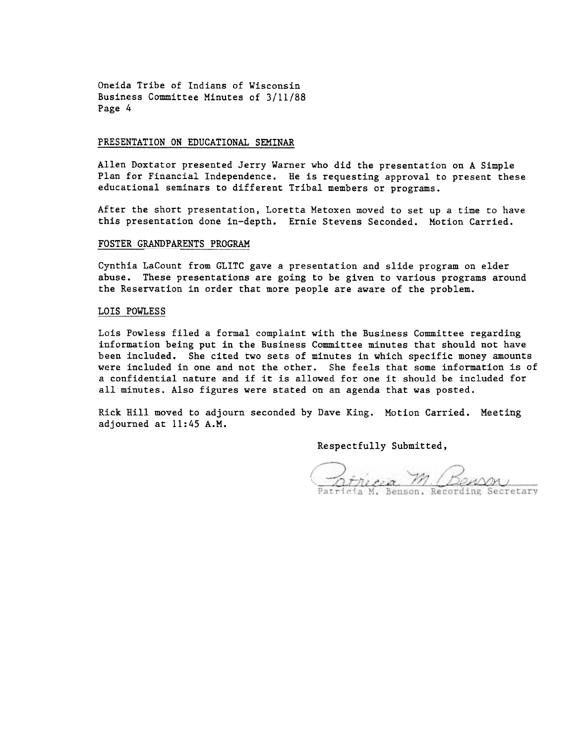## PRESENTATION ON EDUCATIONAL SEMINAR

Allen Doxtator presented Jerry Warner who did the presentation on A Simple Plan for Financial Independence. He is requesting approval to present these educational seminars to different Tribal members or programs.

After the short presentation, Loretta Metoxen moved to set up a time to have this presentation done in-depth. Ernie Stevens Seconded. Motion Carried.

## FOSTER GRANDPARENTS PROGRAM

Cynthia LaCount from GLITC gave a presentation and slide program on elder abuse. These presentations are going to be given to various programs around the Reservation in order that more people are aware of the problem.

## LOIS POWLESS

Lois Powless filed a formal complaint with the Business Committee regarding information being put in the Business Committee minutes that should not have been included. She cited two sets of minutes in which specific money amounts were included in one and not the other. She feels that some information is of a confidential nature and if it is allowed for one it should be included for all minutes. Also figures were stated on an agenda that was posted.

Rick Hill moved to adjourn seconded by Dave King. Motion Carried. Meeting adjourned at 11:45 A.M.

Respectfully Submitted,

Patricia M. Benson

Patricia M. Benson, Recording Secretary